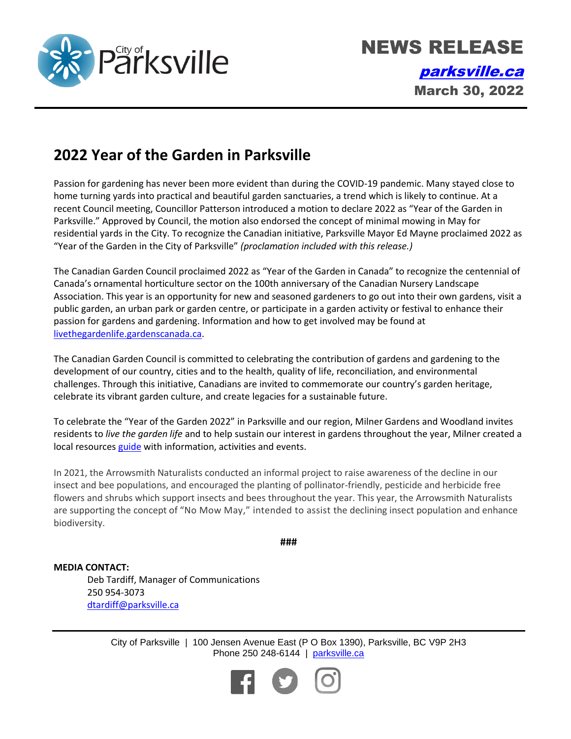City of Parksville

# NEWS RELEASE

[parksville.ca](parksville.ca)

**March 30, 2022**

## 2022 Year of the Garden in Parksville

Passion for gardening has never been more evident than during the COVID-19 pandemic. Many stayed close to home turning yards into practical and beautiful garden sanctuaries, a trend which is likely to continue. At a recent Council meeting, Councillor Patterson introduced a motion to declare 2022 as "Year of the Garden in Parksville." Approved by Council, the motion also endorsed the concept of minimal mowing in May for residential yards in the City. To recognize the Canadian initiative, Parksville Mayor Ed Mayne proclaimed 2022 as "Year of the Garden in the City of Parksville" *(proclamation included with this release.)*

The Canadian Garden Council proclaimed 2022 as "Year of the Garden in Canada" to recognize the centennial of Canada's ornamental horticulture sector on the 100th anniversary of the Canadian Nursery Landscape Association. This year is an opportunity for new and seasoned gardeners to go out into their own gardens, visit a public garden, an urban park or garden centre, or participate in a garden activity or festival to enhance their passion for gardens and gardening. Information and how to get involved may be found at [livethegardenlife.gardenscanada.ca](livethegardenlife.gardenscanada.ca).

The Canadian Garden Council is committed to celebrating the contribution of gardens and gardening to the development of our country, cities and to the health, quality of life, reconciliation, and environmental challenges. Through this initiative, Canadians are invited to commemorate our country's garden heritage, celebrate its vibrant garden culture, and create legacies for a sustainable future.

To celebrate the "Year of the Garden 2022" in Parksville and our region, Milner Gardens and Woodland invites residents to *live the garden life* and to help sustain our interest in gardens throughout the year, Milner created a local resources guide with information, activities and events.

In 2021, the Arrowsmith Naturalists conducted an informal project to raise awareness of the decline in our insect and bee populations, and encouraged the planting of pollinator-friendly, pesticide and herbicide free flowers and shrubs which support insects and bees throughout the year. This year, the Arrowsmith Naturalists are supporting the concept of "No Mow May," intended to assist the declining insect population and enhance biodiversity.

###

**MEDIA CONTACT:**

Deb Tardiff, Manager of Communications
250 954-3073
dtardiff@parksville.ca

City of Parksville | 100 Jensen Avenue East (P O Box 1390), Parksville, BC V9P 2H3
Phone 250 248-6144 | parksville.ca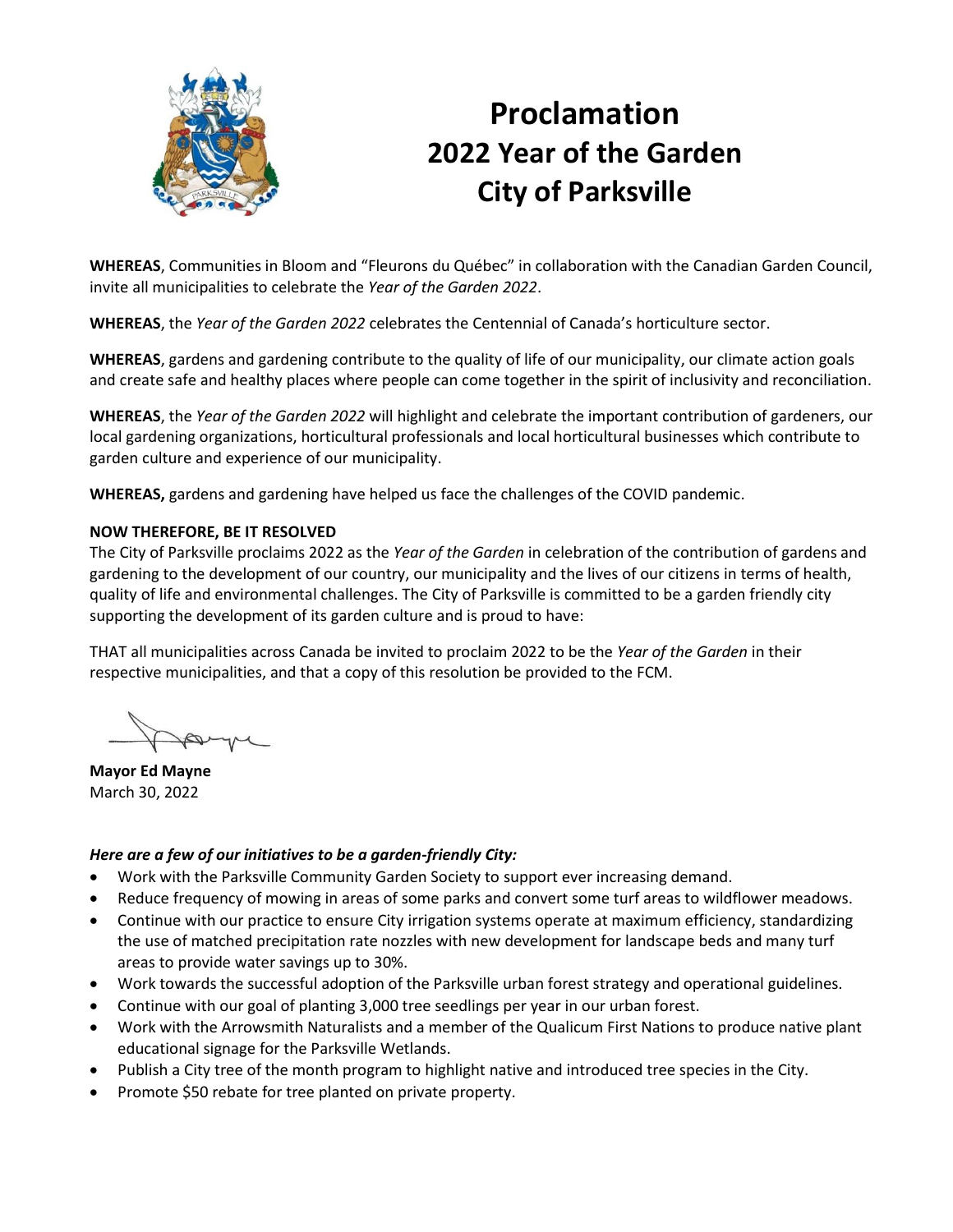# Proclamation 2022 Year of the Garden City of Parksville

**WHEREAS**, Communities in Bloom and "Fleurons du Québec" in collaboration with the Canadian Garden Council, invite all municipalities to celebrate the *Year of the Garden 2022*.

**WHEREAS**, the *Year of the Garden 2022* celebrates the Centennial of Canada's horticulture sector.

**WHEREAS**, gardens and gardening contribute to the quality of life of our municipality, our climate action goals and create safe and healthy places where people can come together in the spirit of inclusivity and reconciliation.

**WHEREAS**, the *Year of the Garden 2022* will highlight and celebrate the important contribution of gardeners, our local gardening organizations, horticultural professionals and local horticultural businesses which contribute to garden culture and experience of our municipality.

**WHEREAS,** gardens and gardening have helped us face the challenges of the COVID pandemic.

**NOW THEREFORE, BE IT RESOLVED**
The City of Parksville proclaims 2022 as the *Year of the Garden* in celebration of the contribution of gardens and gardening to the development of our country, our municipality and the lives of our citizens in terms of health, quality of life and environmental challenges. The City of Parksville is committed to be a garden friendly city supporting the development of its garden culture and is proud to have:

THAT all municipalities across Canada be invited to proclaim 2022 to be the *Year of the Garden* in their respective municipalities, and that a copy of this resolution be provided to the FCM.

**Mayor Ed Mayne**
March 30, 2022

***Here are a few of our initiatives to be a garden-friendly City:***

- Work with the Parksville Community Garden Society to support ever increasing demand.
- Reduce frequency of mowing in areas of some parks and convert some turf areas to wildflower meadows.
- Continue with our practice to ensure City irrigation systems operate at maximum efficiency, standardizing the use of matched precipitation rate nozzles with new development for landscape beds and many turf areas to provide water savings up to 30%.
- Work towards the successful adoption of the Parksville urban forest strategy and operational guidelines.
- Continue with our goal of planting 3,000 tree seedlings per year in our urban forest.
- Work with the Arrowsmith Naturalists and a member of the Qualicum First Nations to produce native plant educational signage for the Parksville Wetlands.
- Publish a City tree of the month program to highlight native and introduced tree species in the City.
- Promote $50 rebate for tree planted on private property.